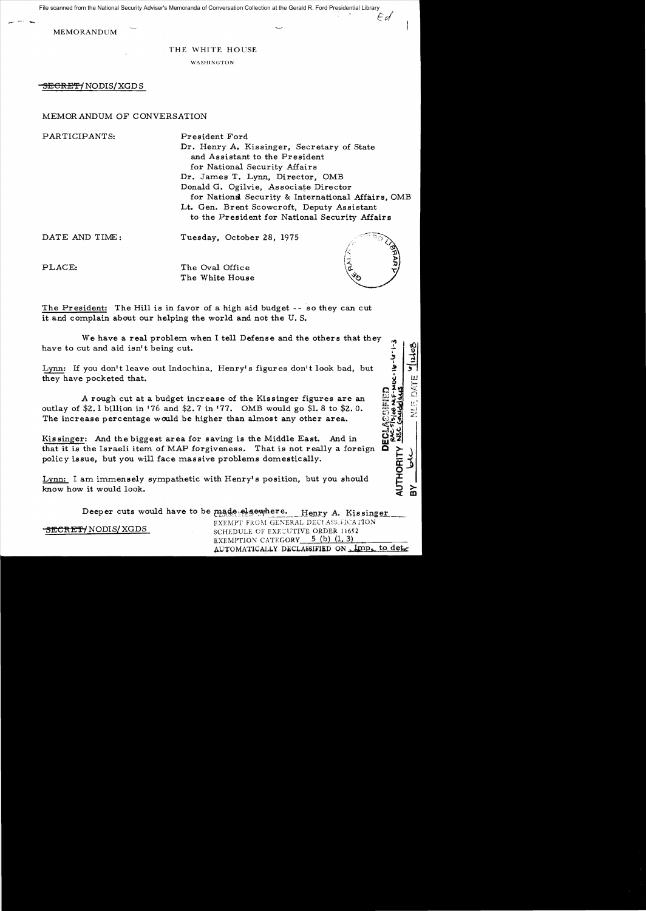File scanned from the National Security Adviser's Memoranda of Conversation Collection at the Gerald R. Ford Presidential Library

MEMORANDUM

THE WHITE HOUSE

WASHINGTON

~~SECRET~~/NODIS/XGDS

MEMORANDUM OF CONVERSATION

PARTICIPANTS:
President Ford
Dr. Henry A. Kissinger, Secretary of State and Assistant to the President for National Security Affairs
Dr. James T. Lynn, Director, OMB
Donald G. Ogilvie, Associate Director for National Security & International Affairs, OMB
Lt. Gen. Brent Scowcroft, Deputy Assistant to the President for National Security Affairs

DATE AND TIME: Tuesday, October 28, 1975

PLACE: The Oval Office, The White House

The President: The Hill is in favor of a high aid budget -- so they can cut it and complain about our helping the world and not the U. S.

We have a real problem when I tell Defense and the others that they have to cut and aid isn't being cut.

Lynn: If you don't leave out Indochina, Henry's figures don't look bad, but they have pocketed that.

A rough cut at a budget increase of the Kissinger figures are an outlay of $2.1 billion in '76 and $2.7 in '77. OMB would go $1.8 to $2.0. The increase percentage would be higher than almost any other area.

Kissinger: And the biggest area for saving is the Middle East. And in that it is the Israeli item of MAP forgiveness. That is not really a foreign policy issue, but you will face massive problems domestically.

Lynn: I am immensely sympathetic with Henry's position, but you should know how it would look.

Deeper cuts would have to be made elsewhere.

Henry A. Kissinger
EXEMPT FROM GENERAL DECLASSIFICATION SCHEDULE OF EXECUTIVE ORDER 11652
EXEMPTION CATEGORY 5 (b) (1, 3)
AUTOMATICALLY DECLASSIFIED ON Imp. to det.

~~SECRET~~/NODIS/XGDS

DECLASSIFIED
AUTHORITY MR 01-16-1-3; NSC 12/1/08; State rev 5/19/04
BY [initials] NARA, DATE 2/12/08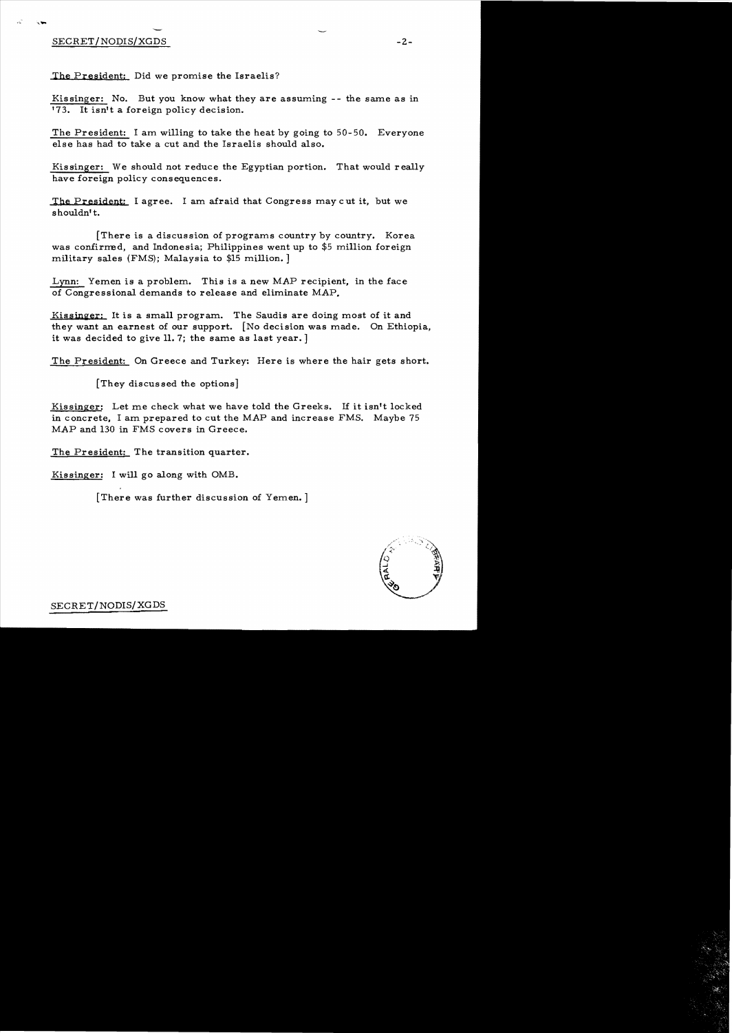The President: Did we promise the Israelis?

Kissinger: No. But you know what they are assuming -- the same as in '73. It isn't a foreign policy decision.

The President: I am willing to take the heat by going to 50-50. Everyone else has had to take a cut and the Israelis should also.

Kissinger: We should not reduce the Egyptian portion. That would really have foreign policy consequences.

The President: I agree. I am afraid that Congress may cut it, but we shouldn't.

[There is a discussion of programs country by country. Korea was confirmed, and Indonesia; Philippines went up to $5 million foreign military sales (FMS); Malaysia to $15 million.]

Lynn: Yemen is a problem. This is a new MAP recipient, in the face of Congressional demands to release and eliminate MAP.

Kissinger: It is a small program. The Saudis are doing most of it and they want an earnest of our support. [No decision was made. On Ethiopia, it was decided to give 11.7; the same as last year.]

The President: On Greece and Turkey: Here is where the hair gets short.

[They discussed the options]

Kissinger: Let me check what we have told the Greeks. If it isn't locked in concrete, I am prepared to cut the MAP and increase FMS. Maybe 75 MAP and 130 in FMS covers in Greece.

The President: The transition quarter.

Kissinger: I will go along with OMB.

[There was further discussion of Yemen.]

SECRET/NODIS/XGDS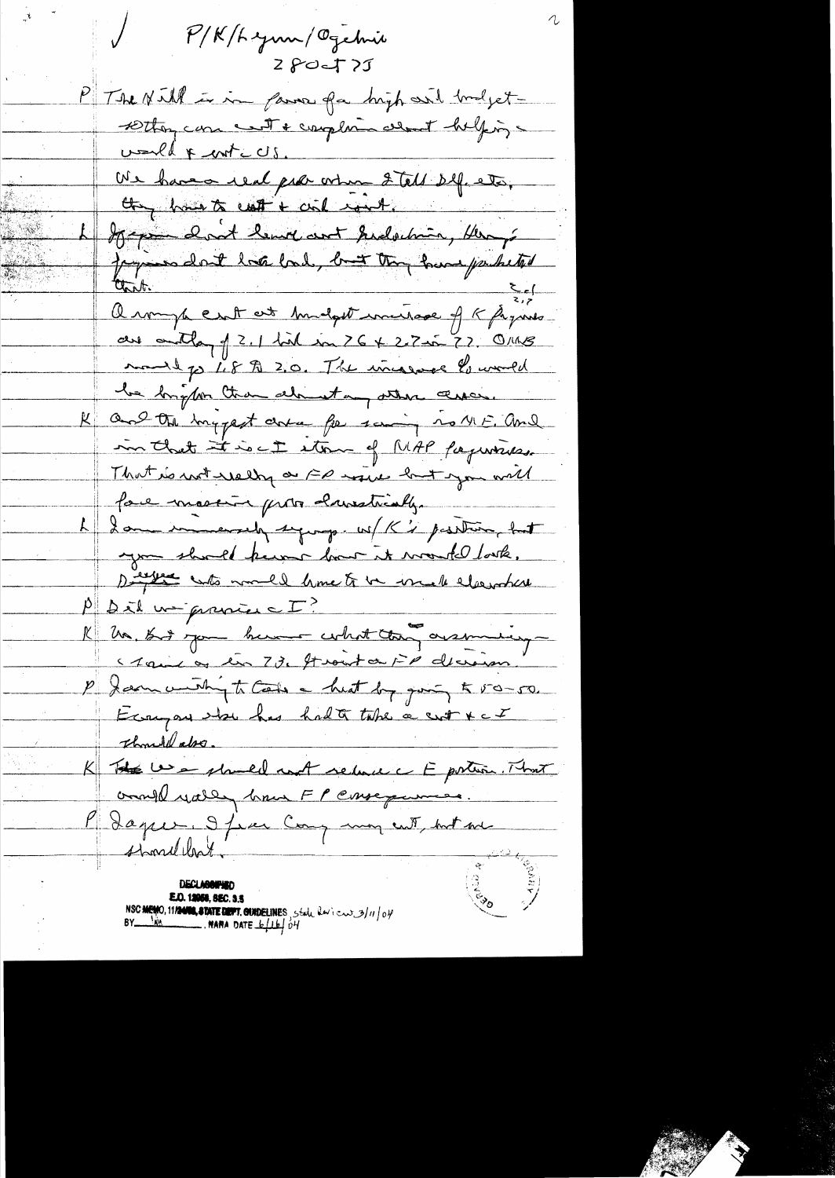P/K/Lynn/Ogilvie
28 Oct 75

P The Hill is in favor of a high def budget—
others cons cut & complain about helping
world & not US.
We have a real prob with Hill Def. etc,
they have to cut & civil root.

L Before don't have cut judication, they—
figures don't look bad, but they have predicted
that.

Quick cut at budget increase of K figures
are outlay of 2.1 bil in 76 & 2.7 in 77. OMB
would go 1.8 to 2.0. The increase % would
be higher than almost any other area.

K And the biggest area for saving is ME. And
in that it is the item of MAP figures.
That is not really an FP issue but you will
face massive pros domestically.

L I am immensely sympathetic w/ K's position, but
you should know how it would look.
Defense cuts would have to be made elsewhere

P Did we promise I?

K No, but you know what they are assuming—
same as in 75. It's not an FP decision.

P I am inclined to take the heat by going to 50-50.
Everyone else has had to take a cut & I
should also.

K We should not reduce the E portion. That
would really have FP consequences.

P Agree. I fear Cong may cut, but we
shouldn't.

DECLASSIFIED
E.O. 12958, SEC. 3.5
NSC MEMO, 11/24/98, STATE DEPT. GUIDELINES State Review 3/11/04
BY ___ NARA DATE 6/16/04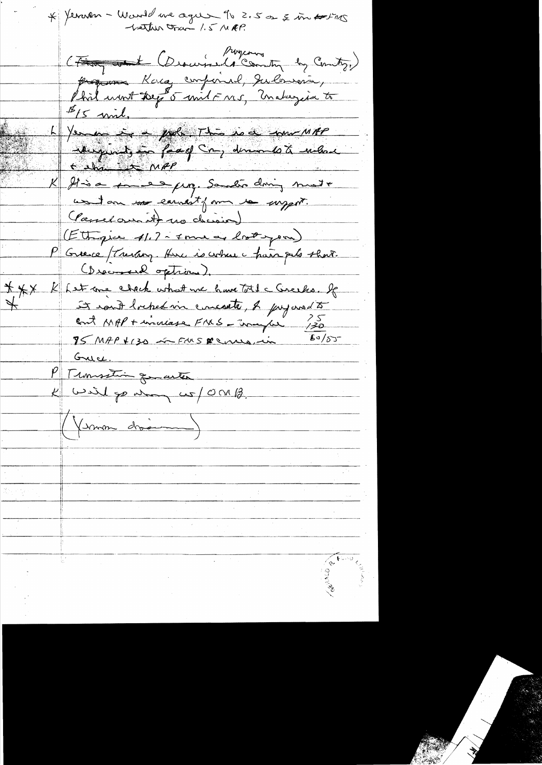* Yemen - Would we agree to 2.5 or 3 in FMS rather than 1.5 MAP.

(Discussed Country by Country) programs Korea, confirmed, Indonesia, Phil went to 5 mil FMS, Malaysia to $15 mil.

L Yemen is a prob. This is a new MAP recipient, in face of Cong. demands to reduce + eliminate MAP

K It is a small prog. Saudis doing most + want our earnest form in support. (Passed over it - no decision)

(Ethiopia 41.7 - same as last year)

P Greece/Turkey. Here is where a pain gets short. (Discussed options).

*** K Let me check what we have told the Greeks. If it isn't locked in concrete, I prepared to cut MAP + increase FMS - maybe 75 MAP + 130 in FMS & cuts in Greece. 75/130, 80/55

P Transition quarter

K Will go along w/ OMB.

(Yemen discussion)